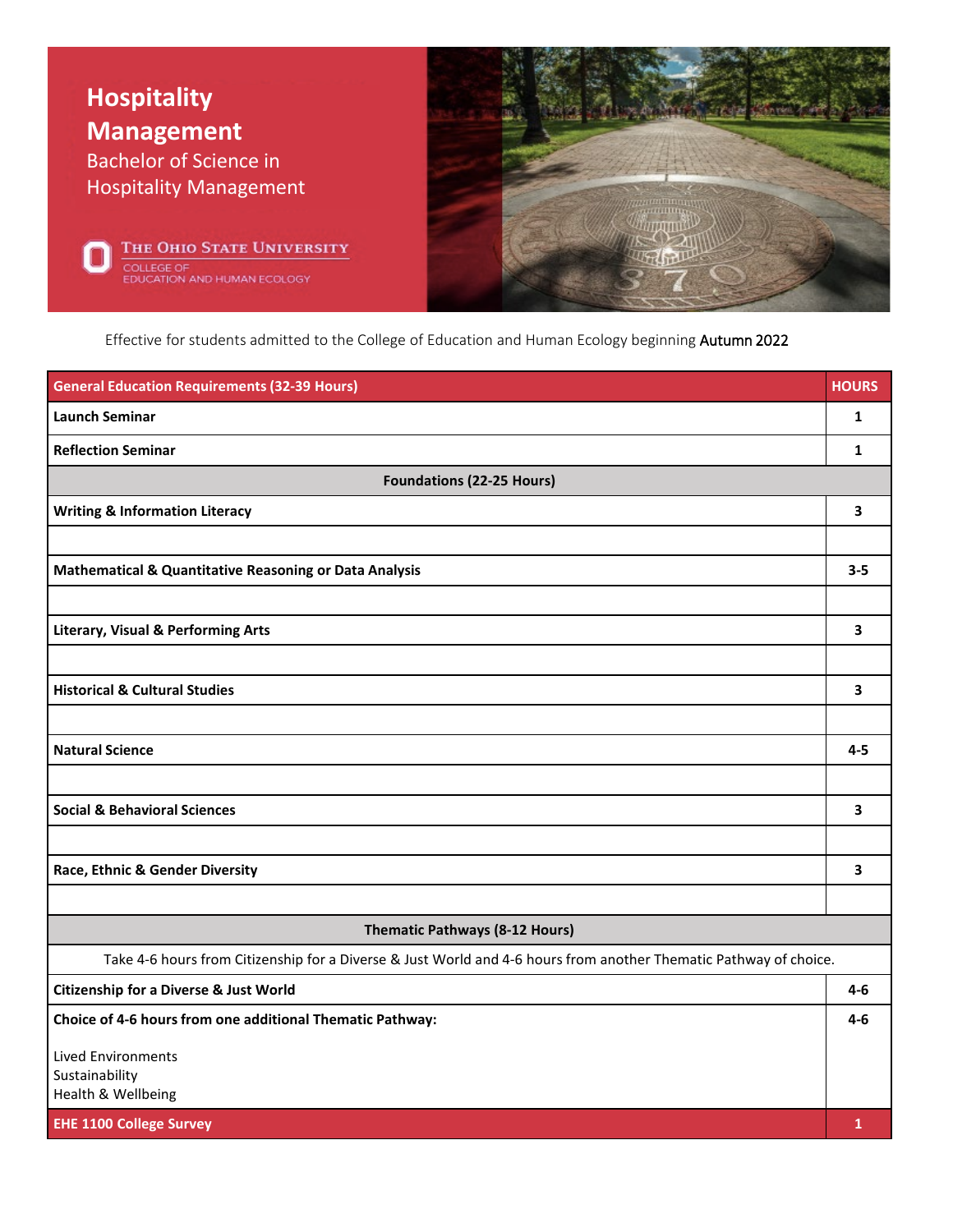# Hospitality Management

## Bachelor of Science in Hospitality Management

The Ohio State University
College of Education and Human Ecology

Effective for students admitted to the College of Education and Human Ecology beginning Autumn 2022

| General Education Requirements (32-39 Hours) | HOURS |
|---|---|
| **Launch Seminar** | **1** |
| **Reflection Seminar** | **1** |
| **Foundations (22-25 Hours)** | |
| **Writing & Information Literacy** | **3** |
| | |
| **Mathematical & Quantitative Reasoning or Data Analysis** | **3-5** |
| | |
| **Literary, Visual & Performing Arts** | **3** |
| | |
| **Historical & Cultural Studies** | **3** |
| | |
| **Natural Science** | **4-5** |
| | |
| **Social & Behavioral Sciences** | **3** |
| | |
| **Race, Ethnic & Gender Diversity** | **3** |
| | |
| **Thematic Pathways (8-12 Hours)** | |
| Take 4-6 hours from Citizenship for a Diverse & Just World and 4-6 hours from another Thematic Pathway of choice. | |
| **Citizenship for a Diverse & Just World** | **4-6** |
| **Choice of 4-6 hours from one additional Thematic Pathway:** Lived Environments, Sustainability, Health & Wellbeing | **4-6** |
| **EHE 1100 College Survey** | **1** |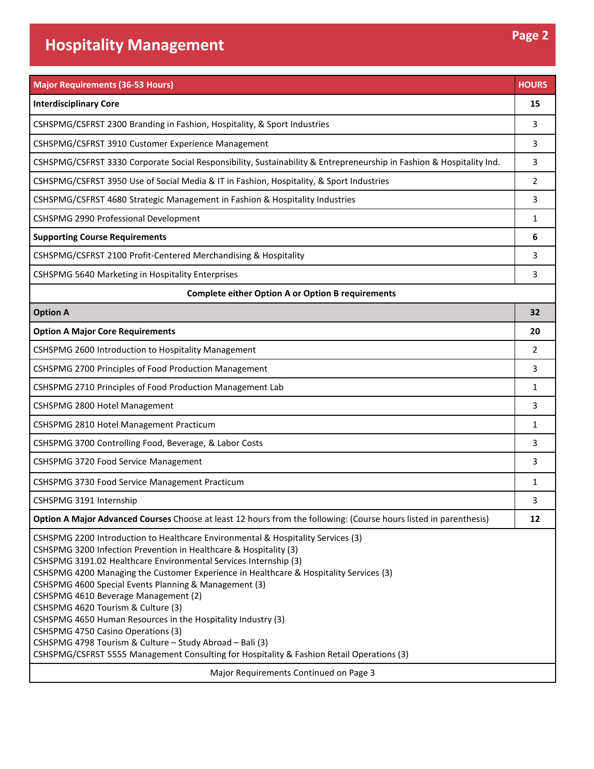# Hospitality Management

| Major Requirements (36-53 Hours) | HOURS |
|---|---|
| **Interdisciplinary Core** | **15** |
| CSHSPMG/CSFRST 2300 Branding in Fashion, Hospitality, & Sport Industries | 3 |
| CSHSPMG/CSFRST 3910 Customer Experience Management | 3 |
| CSHSPMG/CSFRST 3330 Corporate Social Responsibility, Sustainability & Entrepreneurship in Fashion & Hospitality Ind. | 3 |
| CSHSPMG/CSFRST 3950 Use of Social Media & IT in Fashion, Hospitality, & Sport Industries | 2 |
| CSHSPMG/CSFRST 4680 Strategic Management in Fashion & Hospitality Industries | 3 |
| CSHSPMG 2990 Professional Development | 1 |
| **Supporting Course Requirements** | **6** |
| CSHSPMG/CSFRST 2100 Profit-Centered Merchandising & Hospitality | 3 |
| CSHSPMG 5640 Marketing in Hospitality Enterprises | 3 |
| **Complete either Option A or Option B requirements** | |
| **Option A** | **32** |
| **Option A Major Core Requirements** | **20** |
| CSHSPMG 2600 Introduction to Hospitality Management | 2 |
| CSHSPMG 2700 Principles of Food Production Management | 3 |
| CSHSPMG 2710 Principles of Food Production Management Lab | 1 |
| CSHSPMG 2800 Hotel Management | 3 |
| CSHSPMG 2810 Hotel Management Practicum | 1 |
| CSHSPMG 3700 Controlling Food, Beverage, & Labor Costs | 3 |
| CSHSPMG 3720 Food Service Management | 3 |
| CSHSPMG 3730 Food Service Management Practicum | 1 |
| CSHSPMG 3191 Internship | 3 |
| **Option A Major Advanced Courses** Choose at least 12 hours from the following: (Course hours listed in parenthesis) | **12** |
| CSHSPMG 2200 Introduction to Healthcare Environmental & Hospitality Services (3)<br>CSHSPMG 3200 Infection Prevention in Healthcare & Hospitality (3)<br>CSHSPMG 3191.02 Healthcare Environmental Services Internship (3)<br>CSHSPMG 4200 Managing the Customer Experience in Healthcare & Hospitality Services (3)<br>CSHSPMG 4600 Special Events Planning & Management (3)<br>CSHSPMG 4610 Beverage Management (2)<br>CSHSPMG 4620 Tourism & Culture (3)<br>CSHSPMG 4650 Human Resources in the Hospitality Industry (3)<br>CSHSPMG 4750 Casino Operations (3)<br>CSHSPMG 4798 Tourism & Culture – Study Abroad – Bali (3)<br>CSHSPMG/CSFRST 5555 Management Consulting for Hospitality & Fashion Retail Operations (3) | |
| Major Requirements Continued on Page 3 | |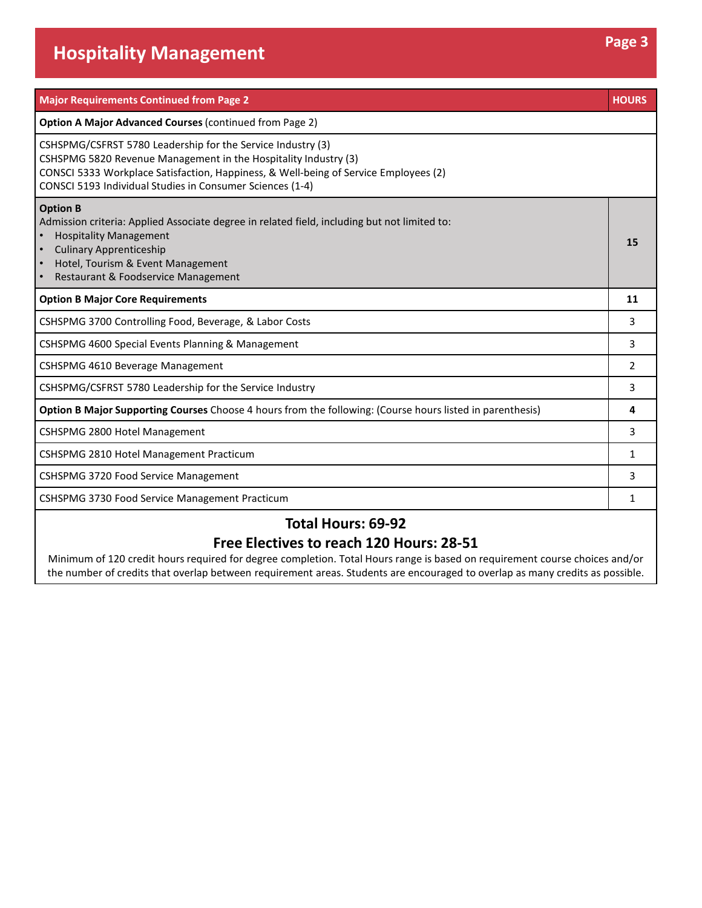## Hospitality Management

| Major Requirements Continued from Page 2 | HOURS |
|---|---|
| **Option A Major Advanced Courses** (continued from Page 2) | |
| CSHSPMG/CSFRST 5780 Leadership for the Service Industry (3)<br>CSHSPMG 5820 Revenue Management in the Hospitality Industry (3)<br>CONSCI 5333 Workplace Satisfaction, Happiness, & Well-being of Service Employees (2)<br>CONSCI 5193 Individual Studies in Consumer Sciences (1-4) | |
| **Option B**<br>Admission criteria: Applied Associate degree in related field, including but not limited to:<br>• Hospitality Management<br>• Culinary Apprenticeship<br>• Hotel, Tourism & Event Management<br>• Restaurant & Foodservice Management | **15** |
| **Option B Major Core Requirements** | **11** |
| CSHSPMG 3700 Controlling Food, Beverage, & Labor Costs | 3 |
| CSHSPMG 4600 Special Events Planning & Management | 3 |
| CSHSPMG 4610 Beverage Management | 2 |
| CSHSPMG/CSFRST 5780 Leadership for the Service Industry | 3 |
| **Option B Major Supporting Courses** Choose 4 hours from the following: (Course hours listed in parenthesis) | **4** |
| CSHSPMG 2800 Hotel Management | 3 |
| CSHSPMG 2810 Hotel Management Practicum | 1 |
| CSHSPMG 3720 Food Service Management | 3 |
| CSHSPMG 3730 Food Service Management Practicum | 1 |

### Total Hours: 69-92

### Free Electives to reach 120 Hours: 28-51

Minimum of 120 credit hours required for degree completion. Total Hours range is based on requirement course choices and/or the number of credits that overlap between requirement areas. Students are encouraged to overlap as many credits as possible.